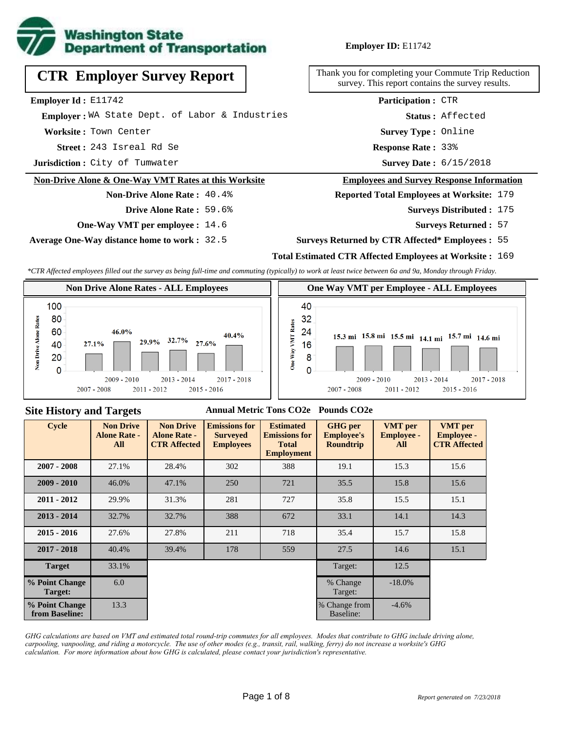**Washington State Department of Transportation**

**Employer ID:** E11742

# CTR Employer Survey Report

Thank you for completing your Commute Trip Reduction survey. This report contains the survey results.

**Employer Id :** E11742
**Employer :** WA State Dept. of Labor & Industries
**Worksite :** Town Center
**Street :** 243 Isreal Rd Se
**Jurisdiction :** City of Tumwater

**Participation :** CTR
**Status :** Affected
**Survey Type :** Online
**Response Rate :** 33%
**Survey Date :** 6/15/2018

## Non-Drive Alone & One-Way VMT Rates at this Worksite

**Non-Drive Alone Rate :** 40.4%
**Drive Alone Rate :** 59.6%
**One-Way VMT per employee :** 14.6
**Average One-Way distance home to work :** 32.5

## Employees and Survey Response Information

**Reported Total Employees at Worksite:** 179
**Surveys Distributed :** 175
**Surveys Returned :** 57
**Surveys Returned by CTR Affected* Employees :** 55
**Total Estimated CTR Affected Employees at Worksite :** 169

*\*CTR Affected employees filled out the survey as being full-time and commuting (typically) to work at least twice between 6a and 9a, Monday through Friday.*

### Non Drive Alone Rates - ALL Employees

| Cycle | Non Drive Alone Rate |
|---|---|
| 2007 - 2008 | 27.1% |
| 2009 - 2010 | 46.0% |
| 2011 - 2012 | 29.9% |
| 2013 - 2014 | 32.7% |
| 2015 - 2016 | 27.6% |
| 2017 - 2018 | 40.4% |

### One Way VMT per Employee - ALL Employees

| Cycle | One Way VMT |
|---|---|
| 2007 - 2008 | 15.3 mi |
| 2009 - 2010 | 15.8 mi |
| 2011 - 2012 | 15.5 mi |
| 2013 - 2014 | 14.1 mi |
| 2015 - 2016 | 15.7 mi |
| 2017 - 2018 | 14.6 mi |

## Site History and Targets

| Cycle | Non Drive Alone Rate - All | Non Drive Alone Rate - CTR Affected | Emissions for Surveyed Employees (Annual Metric Tons CO2e) | Estimated Emissions for Total Employment (Annual Metric Tons CO2e) | GHG per Employee's Roundtrip (Pounds CO2e) | VMT per Employee - All | VMT per Employee - CTR Affected |
|---|---|---|---|---|---|---|---|
| 2007 - 2008 | 27.1% | 28.4% | 302 | 388 | 19.1 | 15.3 | 15.6 |
| 2009 - 2010 | 46.0% | 47.1% | 250 | 721 | 35.5 | 15.8 | 15.6 |
| 2011 - 2012 | 29.9% | 31.3% | 281 | 727 | 35.8 | 15.5 | 15.1 |
| 2013 - 2014 | 32.7% | 32.7% | 388 | 672 | 33.1 | 14.1 | 14.3 |
| 2015 - 2016 | 27.6% | 27.8% | 211 | 718 | 35.4 | 15.7 | 15.8 |
| 2017 - 2018 | 40.4% | 39.4% | 178 | 559 | 27.5 | 14.6 | 15.1 |
| Target | 33.1% | | | | Target: | 12.5 | |
| % Point Change Target: | 6.0 | | | | % Change Target: | -18.0% | |
| % Point Change from Baseline: | 13.3 | | | | % Change from Baseline: | -4.6% | |

*GHG calculations are based on VMT and estimated total round-trip commutes for all employees. Modes that contribute to GHG include driving alone, carpooling, vanpooling, and riding a motorcycle. The use of other modes (e.g., transit, rail, walking, ferry) do not increase a worksite's GHG calculation. For more information about how GHG is calculated, please contact your jurisdiction's representative.*

*Report generated on 7/23/2018*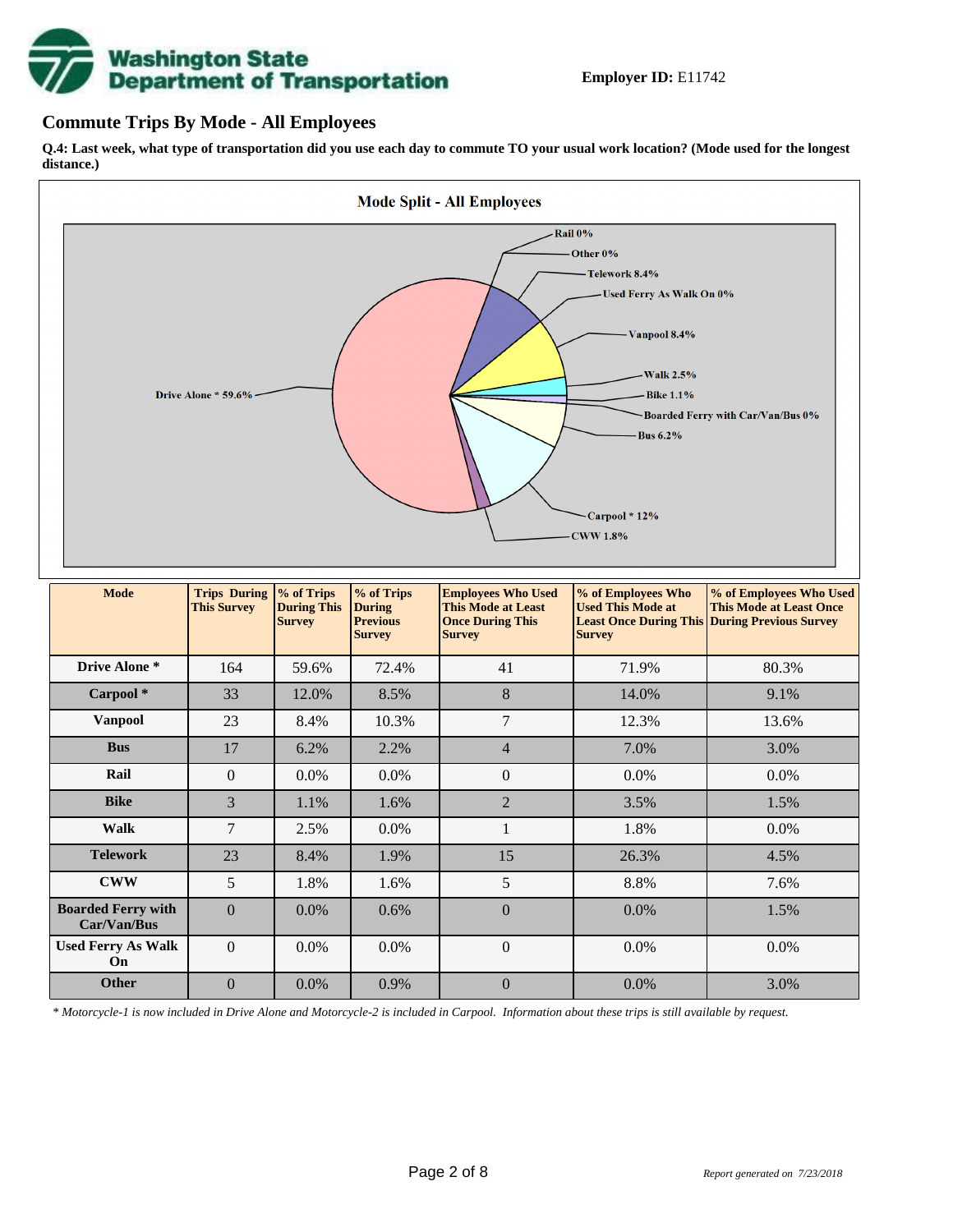**Employer ID:** E11742

## Commute Trips By Mode - All Employees

**Q.4: Last week, what type of transportation did you use each day to commute TO your usual work location? (Mode used for the longest distance.)**

**Mode Split - All Employees**

Rail 0%, Other 0%, Telework 8.4%, Used Ferry As Walk On 0%, Vanpool 8.4%, Walk 2.5%, Bike 1.1%, Boarded Ferry with Car/Van/Bus 0%, Bus 6.2%, Carpool * 12%, CWW 1.8%, Drive Alone * 59.6%

| Mode | Trips During This Survey | % of Trips During This Survey | % of Trips During Previous Survey | Employees Who Used This Mode at Least Once During This Survey | % of Employees Who Used This Mode at Least Once During This Survey | % of Employees Who Used This Mode at Least Once During Previous Survey |
|---|---|---|---|---|---|---|
| Drive Alone * | 164 | 59.6% | 72.4% | 41 | 71.9% | 80.3% |
| Carpool * | 33 | 12.0% | 8.5% | 8 | 14.0% | 9.1% |
| Vanpool | 23 | 8.4% | 10.3% | 7 | 12.3% | 13.6% |
| Bus | 17 | 6.2% | 2.2% | 4 | 7.0% | 3.0% |
| Rail | 0 | 0.0% | 0.0% | 0 | 0.0% | 0.0% |
| Bike | 3 | 1.1% | 1.6% | 2 | 3.5% | 1.5% |
| Walk | 7 | 2.5% | 0.0% | 1 | 1.8% | 0.0% |
| Telework | 23 | 8.4% | 1.9% | 15 | 26.3% | 4.5% |
| CWW | 5 | 1.8% | 1.6% | 5 | 8.8% | 7.6% |
| Boarded Ferry with Car/Van/Bus | 0 | 0.0% | 0.6% | 0 | 0.0% | 1.5% |
| Used Ferry As Walk On | 0 | 0.0% | 0.0% | 0 | 0.0% | 0.0% |
| Other | 0 | 0.0% | 0.9% | 0 | 0.0% | 3.0% |

*\* Motorcycle-1 is now included in Drive Alone and Motorcycle-2 is included in Carpool. Information about these trips is still available by request.*

*Report generated on 7/23/2018*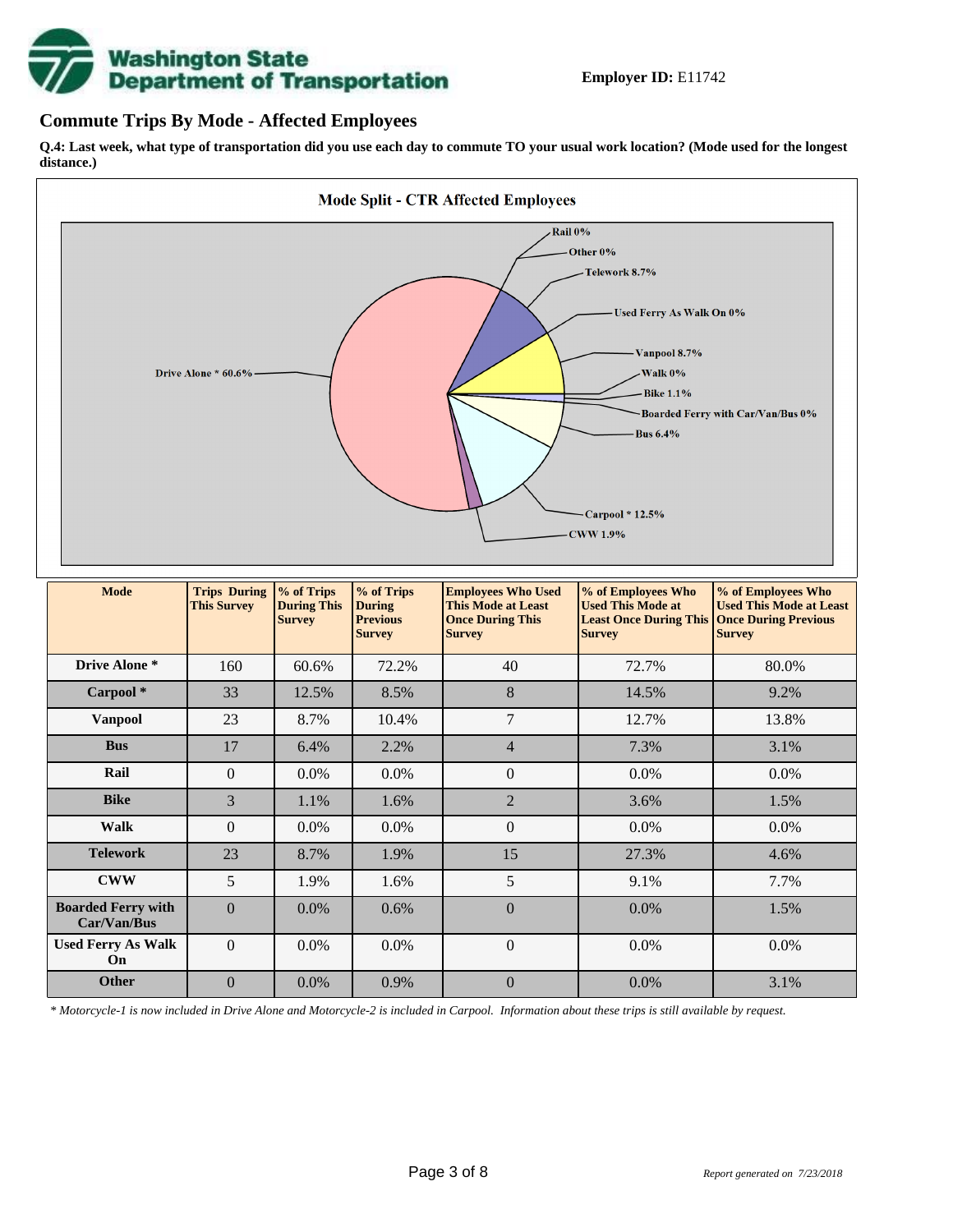**Employer ID:** E11742

## Commute Trips By Mode - Affected Employees

**Q.4: Last week, what type of transportation did you use each day to commute TO your usual work location? (Mode used for the longest distance.)**

**Mode Split - CTR Affected Employees**

Rail 0%
Other 0%
Telework 8.7%
Used Ferry As Walk On 0%
Vanpool 8.7%
Walk 0%
Bike 1.1%
Boarded Ferry with Car/Van/Bus 0%
Bus 6.4%
Carpool * 12.5%
CWW 1.9%
Drive Alone * 60.6%

| Mode | Trips During This Survey | % of Trips During This Survey | % of Trips During Previous Survey | Employees Who Used This Mode at Least Once During This Survey | % of Employees Who Used This Mode at Least Once During This Survey | % of Employees Who Used This Mode at Least Once During Previous Survey |
|---|---|---|---|---|---|---|
| **Drive Alone *** | 160 | 60.6% | 72.2% | 40 | 72.7% | 80.0% |
| **Carpool *** | 33 | 12.5% | 8.5% | 8 | 14.5% | 9.2% |
| **Vanpool** | 23 | 8.7% | 10.4% | 7 | 12.7% | 13.8% |
| **Bus** | 17 | 6.4% | 2.2% | 4 | 7.3% | 3.1% |
| **Rail** | 0 | 0.0% | 0.0% | 0 | 0.0% | 0.0% |
| **Bike** | 3 | 1.1% | 1.6% | 2 | 3.6% | 1.5% |
| **Walk** | 0 | 0.0% | 0.0% | 0 | 0.0% | 0.0% |
| **Telework** | 23 | 8.7% | 1.9% | 15 | 27.3% | 4.6% |
| **CWW** | 5 | 1.9% | 1.6% | 5 | 9.1% | 7.7% |
| **Boarded Ferry with Car/Van/Bus** | 0 | 0.0% | 0.6% | 0 | 0.0% | 1.5% |
| **Used Ferry As Walk On** | 0 | 0.0% | 0.0% | 0 | 0.0% | 0.0% |
| **Other** | 0 | 0.0% | 0.9% | 0 | 0.0% | 3.1% |

*\* Motorcycle-1 is now included in Drive Alone and Motorcycle-2 is included in Carpool. Information about these trips is still available by request.*

*Report generated on 7/23/2018*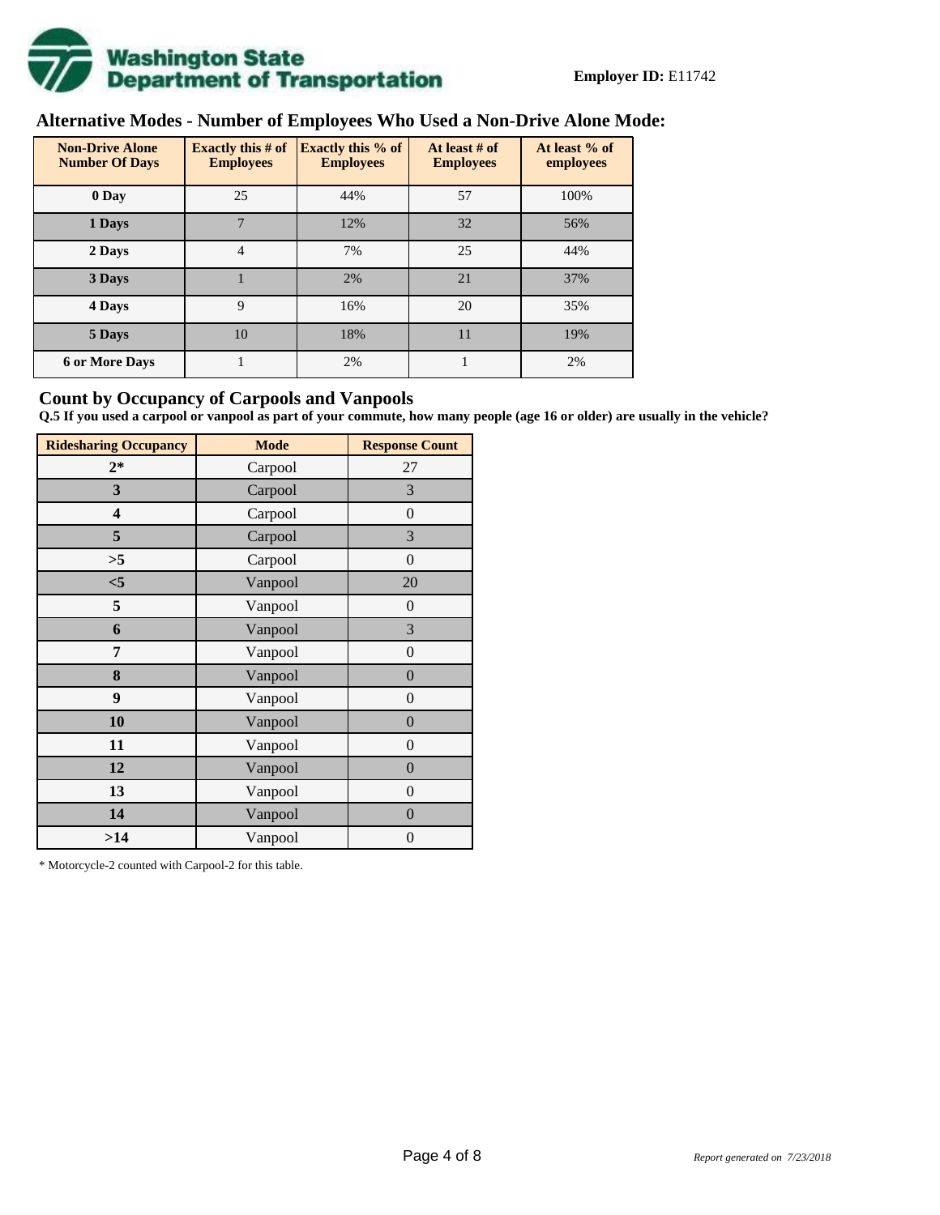**Employer ID:** E11742

## Alternative Modes - Number of Employees Who Used a Non-Drive Alone Mode:

| Non-Drive Alone Number Of Days | Exactly this # of Employees | Exactly this % of Employees | At least # of Employees | At least % of employees |
|---|---|---|---|---|
| 0 Day | 25 | 44% | 57 | 100% |
| 1 Days | 7 | 12% | 32 | 56% |
| 2 Days | 4 | 7% | 25 | 44% |
| 3 Days | 1 | 2% | 21 | 37% |
| 4 Days | 9 | 16% | 20 | 35% |
| 5 Days | 10 | 18% | 11 | 19% |
| 6 or More Days | 1 | 2% | 1 | 2% |

## Count by Occupancy of Carpools and Vanpools

**Q.5 If you used a carpool or vanpool as part of your commute, how many people (age 16 or older) are usually in the vehicle?**

| Ridesharing Occupancy | Mode | Response Count |
|---|---|---|
| 2* | Carpool | 27 |
| 3 | Carpool | 3 |
| 4 | Carpool | 0 |
| 5 | Carpool | 3 |
| >5 | Carpool | 0 |
| <5 | Vanpool | 20 |
| 5 | Vanpool | 0 |
| 6 | Vanpool | 3 |
| 7 | Vanpool | 0 |
| 8 | Vanpool | 0 |
| 9 | Vanpool | 0 |
| 10 | Vanpool | 0 |
| 11 | Vanpool | 0 |
| 12 | Vanpool | 0 |
| 13 | Vanpool | 0 |
| 14 | Vanpool | 0 |
| >14 | Vanpool | 0 |

* Motorcycle-2 counted with Carpool-2 for this table.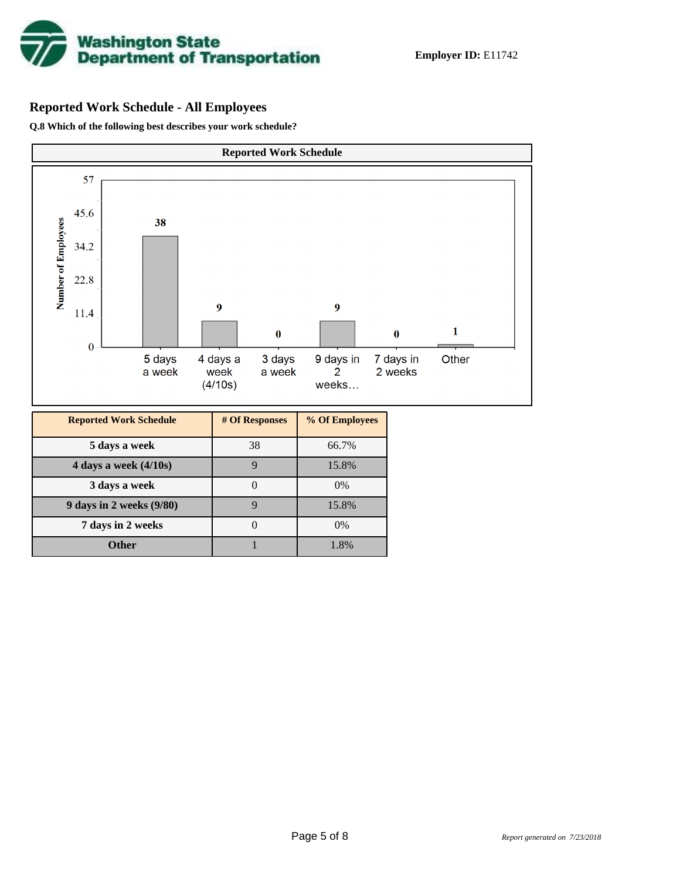Employer ID: E11742

## Reported Work Schedule - All Employees

**Q.8 Which of the following best describes your work schedule?**

| Reported Work Schedule | # Of Responses | % Of Employees |
|---|---|---|
| 5 days a week | 38 | 66.7% |
| 4 days a week (4/10s) | 9 | 15.8% |
| 3 days a week | 0 | 0% |
| 9 days in 2 weeks (9/80) | 9 | 15.8% |
| 7 days in 2 weeks | 0 | 0% |
| Other | 1 | 1.8% |

*Report generated on 7/23/2018*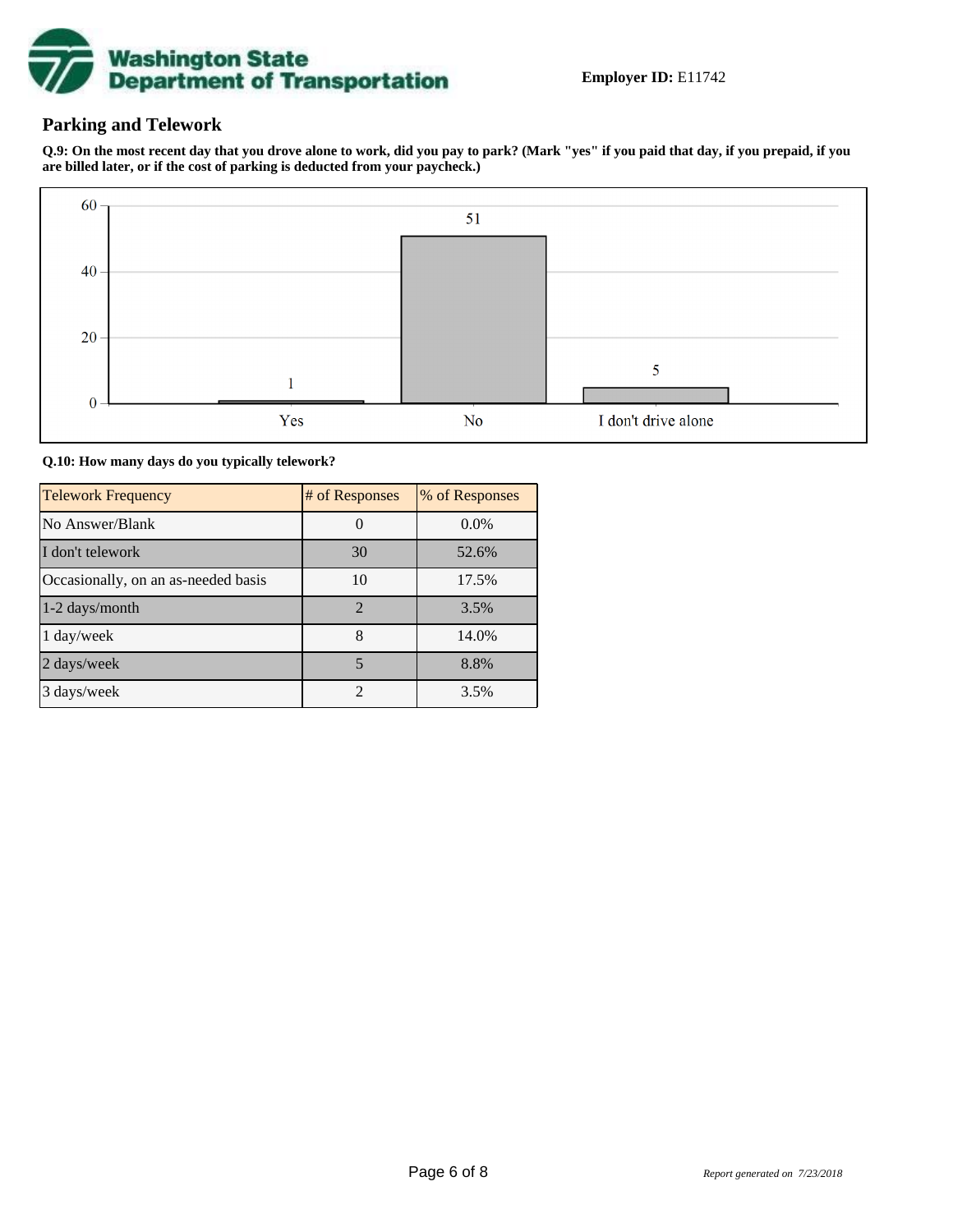**Employer ID:** E11742

## Parking and Telework

**Q.9: On the most recent day that you drove alone to work, did you pay to park? (Mark "yes" if you paid that day, if you prepaid, if you are billed later, or if the cost of parking is deducted from your paycheck.)**

| Response | Count |
|---|---|
| Yes | 1 |
| No | 51 |
| I don't drive alone | 5 |

**Q.10: How many days do you typically telework?**

| Telework Frequency | # of Responses | % of Responses |
|---|---|---|
| No Answer/Blank | 0 | 0.0% |
| I don't telework | 30 | 52.6% |
| Occasionally, on an as-needed basis | 10 | 17.5% |
| 1-2 days/month | 2 | 3.5% |
| 1 day/week | 8 | 14.0% |
| 2 days/week | 5 | 8.8% |
| 3 days/week | 2 | 3.5% |

*Report generated on 7/23/2018*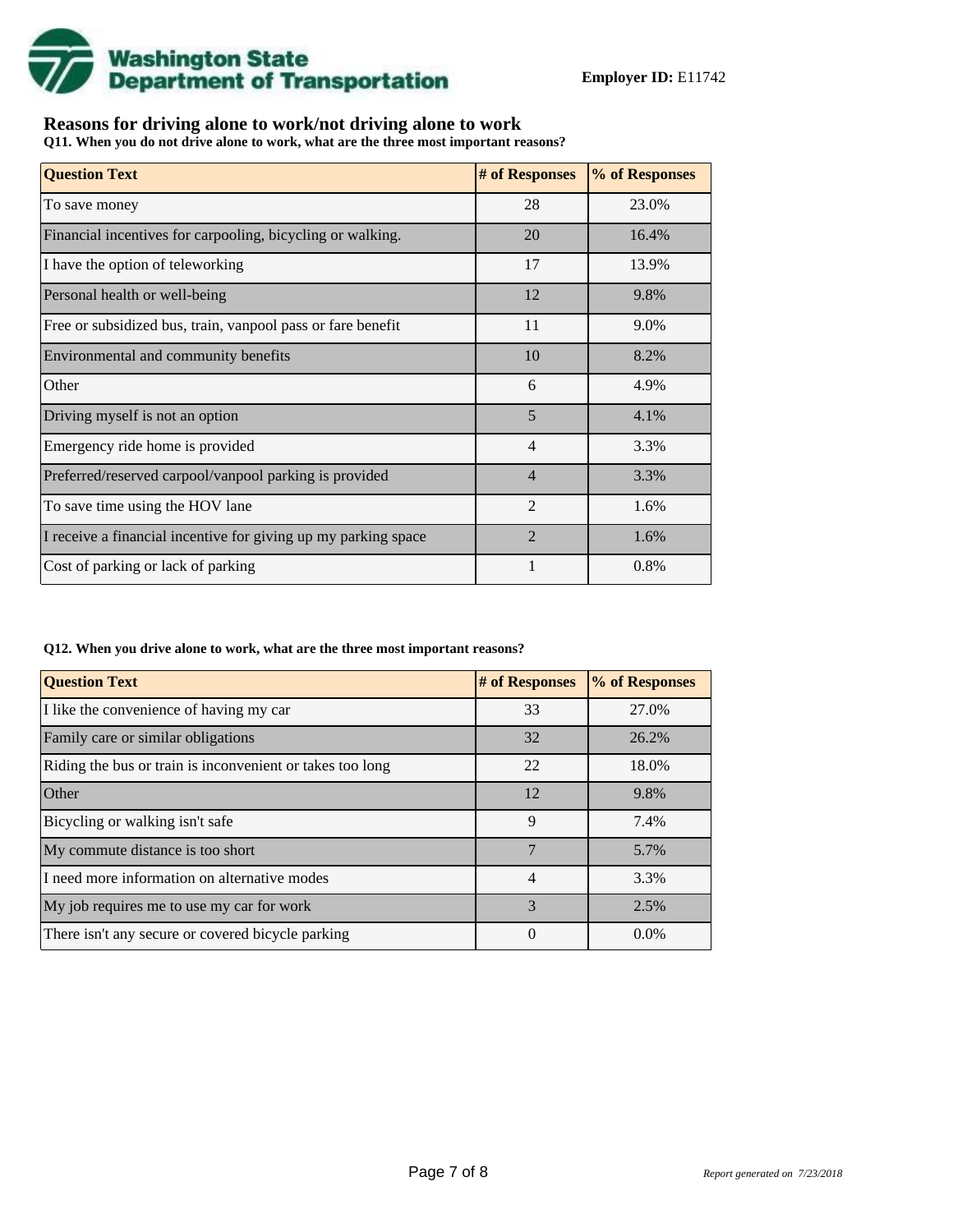**Employer ID:** E11742

## Reasons for driving alone to work/not driving alone to work

**Q11. When you do not drive alone to work, what are the three most important reasons?**

| Question Text | # of Responses | % of Responses |
|---|---|---|
| To save money | 28 | 23.0% |
| Financial incentives for carpooling, bicycling or walking. | 20 | 16.4% |
| I have the option of teleworking | 17 | 13.9% |
| Personal health or well-being | 12 | 9.8% |
| Free or subsidized bus, train, vanpool pass or fare benefit | 11 | 9.0% |
| Environmental and community benefits | 10 | 8.2% |
| Other | 6 | 4.9% |
| Driving myself is not an option | 5 | 4.1% |
| Emergency ride home is provided | 4 | 3.3% |
| Preferred/reserved carpool/vanpool parking is provided | 4 | 3.3% |
| To save time using the HOV lane | 2 | 1.6% |
| I receive a financial incentive for giving up my parking space | 2 | 1.6% |
| Cost of parking or lack of parking | 1 | 0.8% |

**Q12. When you drive alone to work, what are the three most important reasons?**

| Question Text | # of Responses | % of Responses |
|---|---|---|
| I like the convenience of having my car | 33 | 27.0% |
| Family care or similar obligations | 32 | 26.2% |
| Riding the bus or train is inconvenient or takes too long | 22 | 18.0% |
| Other | 12 | 9.8% |
| Bicycling or walking isn't safe | 9 | 7.4% |
| My commute distance is too short | 7 | 5.7% |
| I need more information on alternative modes | 4 | 3.3% |
| My job requires me to use my car for work | 3 | 2.5% |
| There isn't any secure or covered bicycle parking | 0 | 0.0% |

*Report generated on 7/23/2018*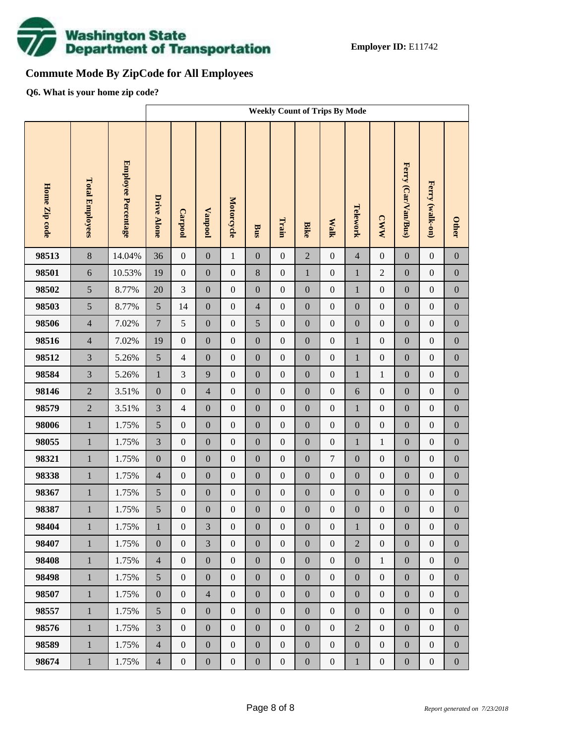**Employer ID:** E11742

# Commute Mode By ZipCode for All Employees

**Q6. What is your home zip code?**

| | | | Weekly Count of Trips By Mode | | | | | | | | | | | | |
|---|---|---|---|---|---|---|---|---|---|---|---|---|---|---|---|
| **Home Zip code** | **Total Employees** | **Employee Percentage** | **Drive Alone** | **Carpool** | **Vanpool** | **Motorcycle** | **Bus** | **Train** | **Bike** | **Walk** | **Telework** | **CWW** | **Ferry (Car/Van/Bus)** | **Ferry (walk-on)** | **Other** |
| **98513** | 8 | 14.04% | 36 | 0 | 0 | 1 | 0 | 0 | 2 | 0 | 4 | 0 | 0 | 0 | 0 |
| **98501** | 6 | 10.53% | 19 | 0 | 0 | 0 | 8 | 0 | 1 | 0 | 1 | 2 | 0 | 0 | 0 |
| **98502** | 5 | 8.77% | 20 | 3 | 0 | 0 | 0 | 0 | 0 | 0 | 1 | 0 | 0 | 0 | 0 |
| **98503** | 5 | 8.77% | 5 | 14 | 0 | 0 | 4 | 0 | 0 | 0 | 0 | 0 | 0 | 0 | 0 |
| **98506** | 4 | 7.02% | 7 | 5 | 0 | 0 | 5 | 0 | 0 | 0 | 0 | 0 | 0 | 0 | 0 |
| **98516** | 4 | 7.02% | 19 | 0 | 0 | 0 | 0 | 0 | 0 | 0 | 1 | 0 | 0 | 0 | 0 |
| **98512** | 3 | 5.26% | 5 | 4 | 0 | 0 | 0 | 0 | 0 | 0 | 1 | 0 | 0 | 0 | 0 |
| **98584** | 3 | 5.26% | 1 | 3 | 9 | 0 | 0 | 0 | 0 | 0 | 1 | 1 | 0 | 0 | 0 |
| **98146** | 2 | 3.51% | 0 | 0 | 4 | 0 | 0 | 0 | 0 | 0 | 6 | 0 | 0 | 0 | 0 |
| **98579** | 2 | 3.51% | 3 | 4 | 0 | 0 | 0 | 0 | 0 | 0 | 1 | 0 | 0 | 0 | 0 |
| **98006** | 1 | 1.75% | 5 | 0 | 0 | 0 | 0 | 0 | 0 | 0 | 0 | 0 | 0 | 0 | 0 |
| **98055** | 1 | 1.75% | 3 | 0 | 0 | 0 | 0 | 0 | 0 | 0 | 1 | 1 | 0 | 0 | 0 |
| **98321** | 1 | 1.75% | 0 | 0 | 0 | 0 | 0 | 0 | 0 | 7 | 0 | 0 | 0 | 0 | 0 |
| **98338** | 1 | 1.75% | 4 | 0 | 0 | 0 | 0 | 0 | 0 | 0 | 0 | 0 | 0 | 0 | 0 |
| **98367** | 1 | 1.75% | 5 | 0 | 0 | 0 | 0 | 0 | 0 | 0 | 0 | 0 | 0 | 0 | 0 |
| **98387** | 1 | 1.75% | 5 | 0 | 0 | 0 | 0 | 0 | 0 | 0 | 0 | 0 | 0 | 0 | 0 |
| **98404** | 1 | 1.75% | 1 | 0 | 3 | 0 | 0 | 0 | 0 | 0 | 1 | 0 | 0 | 0 | 0 |
| **98407** | 1 | 1.75% | 0 | 0 | 3 | 0 | 0 | 0 | 0 | 0 | 2 | 0 | 0 | 0 | 0 |
| **98408** | 1 | 1.75% | 4 | 0 | 0 | 0 | 0 | 0 | 0 | 0 | 0 | 1 | 0 | 0 | 0 |
| **98498** | 1 | 1.75% | 5 | 0 | 0 | 0 | 0 | 0 | 0 | 0 | 0 | 0 | 0 | 0 | 0 |
| **98507** | 1 | 1.75% | 0 | 0 | 4 | 0 | 0 | 0 | 0 | 0 | 0 | 0 | 0 | 0 | 0 |
| **98557** | 1 | 1.75% | 5 | 0 | 0 | 0 | 0 | 0 | 0 | 0 | 0 | 0 | 0 | 0 | 0 |
| **98576** | 1 | 1.75% | 3 | 0 | 0 | 0 | 0 | 0 | 0 | 0 | 2 | 0 | 0 | 0 | 0 |
| **98589** | 1 | 1.75% | 4 | 0 | 0 | 0 | 0 | 0 | 0 | 0 | 0 | 0 | 0 | 0 | 0 |
| **98674** | 1 | 1.75% | 4 | 0 | 0 | 0 | 0 | 0 | 0 | 0 | 1 | 0 | 0 | 0 | 0 |

*Report generated on 7/23/2018*